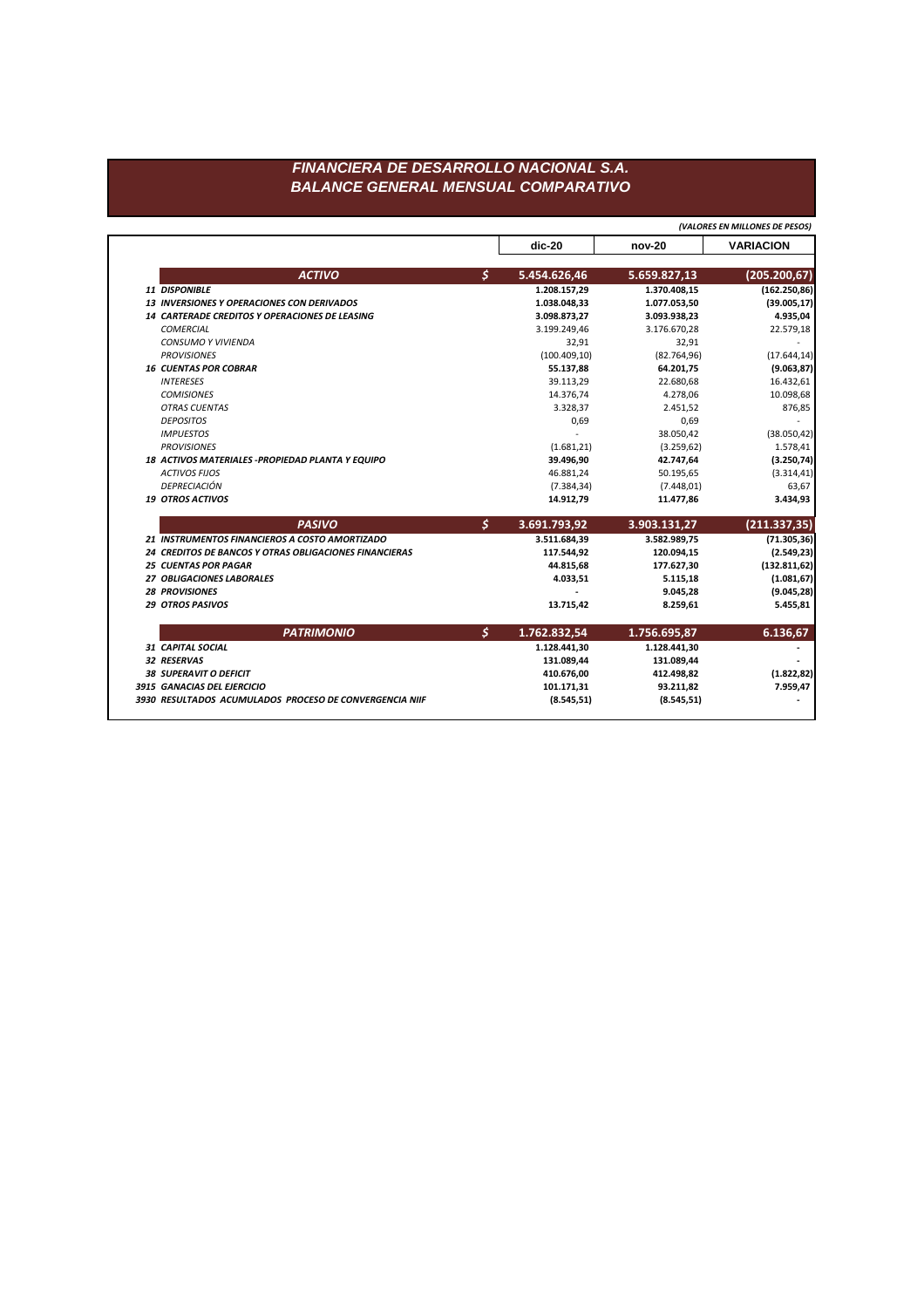# FINANCIERA DE DESARROLLO NACIONAL S.A.
## BALANCE GENERAL MENSUAL COMPARATIVO

*(VALORES EN MILLONES DE PESOS)*

| | | dic-20 | nov-20 | VARIACION |
|---|---|---|---|---|
| **ACTIVO** | $ | **5.454.626,46** | **5.659.827,13** | **(205.200,67)** |
| **11 DISPONIBLE** | | **1.208.157,29** | **1.370.408,15** | **(162.250,86)** |
| **13 INVERSIONES Y OPERACIONES CON DERIVADOS** | | **1.038.048,33** | **1.077.053,50** | **(39.005,17)** |
| **14 CARTERADE CREDITOS Y OPERACIONES DE LEASING** | | **3.098.873,27** | **3.093.938,23** | **4.935,04** |
| *COMERCIAL* | | 3.199.249,46 | 3.176.670,28 | 22.579,18 |
| *CONSUMO Y VIVIENDA* | | 32,91 | 32,91 | - |
| *PROVISIONES* | | (100.409,10) | (82.764,96) | (17.644,14) |
| **16 CUENTAS POR COBRAR** | | **55.137,88** | **64.201,75** | **(9.063,87)** |
| *INTERESES* | | 39.113,29 | 22.680,68 | 16.432,61 |
| *COMISIONES* | | 14.376,74 | 4.278,06 | 10.098,68 |
| *OTRAS CUENTAS* | | 3.328,37 | 2.451,52 | 876,85 |
| *DEPOSITOS* | | 0,69 | 0,69 | - |
| *IMPUESTOS* | | - | 38.050,42 | (38.050,42) |
| *PROVISIONES* | | (1.681,21) | (3.259,62) | 1.578,41 |
| **18 ACTIVOS MATERIALES -PROPIEDAD PLANTA Y EQUIPO** | | **39.496,90** | **42.747,64** | **(3.250,74)** |
| *ACTIVOS FIJOS* | | 46.881,24 | 50.195,65 | (3.314,41) |
| *DEPRECIACIÓN* | | (7.384,34) | (7.448,01) | 63,67 |
| **19 OTROS ACTIVOS** | | **14.912,79** | **11.477,86** | **3.434,93** |
| **PASIVO** | $ | **3.691.793,92** | **3.903.131,27** | **(211.337,35)** |
| **21 INSTRUMENTOS FINANCIEROS A COSTO AMORTIZADO** | | **3.511.684,39** | **3.582.989,75** | **(71.305,36)** |
| **24 CREDITOS DE BANCOS Y OTRAS OBLIGACIONES FINANCIERAS** | | **117.544,92** | **120.094,15** | **(2.549,23)** |
| **25 CUENTAS POR PAGAR** | | **44.815,68** | **177.627,30** | **(132.811,62)** |
| **27 OBLIGACIONES LABORALES** | | **4.033,51** | **5.115,18** | **(1.081,67)** |
| **28 PROVISIONES** | | **-** | **9.045,28** | **(9.045,28)** |
| **29 OTROS PASIVOS** | | **13.715,42** | **8.259,61** | **5.455,81** |
| **PATRIMONIO** | $ | **1.762.832,54** | **1.756.695,87** | **6.136,67** |
| **31 CAPITAL SOCIAL** | | **1.128.441,30** | **1.128.441,30** | **-** |
| **32 RESERVAS** | | **131.089,44** | **131.089,44** | **-** |
| **38 SUPERAVIT O DEFICIT** | | **410.676,00** | **412.498,82** | **(1.822,82)** |
| **3915 GANACIAS DEL EJERCICIO** | | **101.171,31** | **93.211,82** | **7.959,47** |
| **3930 RESULTADOS ACUMULADOS PROCESO DE CONVERGENCIA NIIF** | | **(8.545,51)** | **(8.545,51)** | **-** |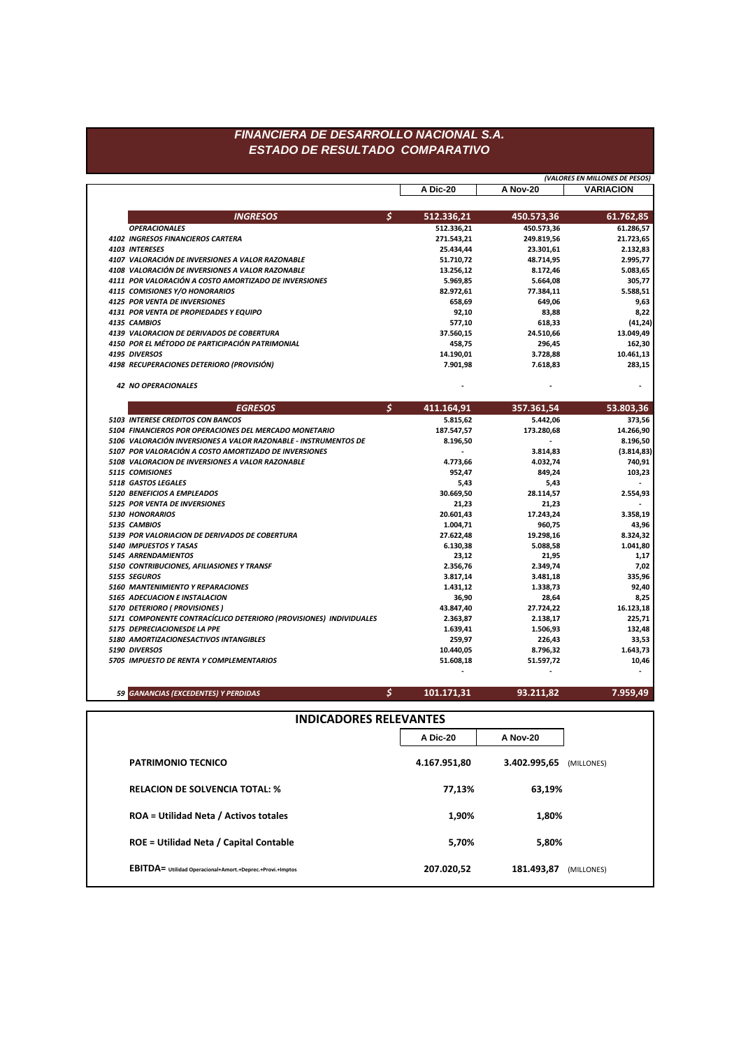# FINANCIERA DE DESARROLLO NACIONAL S.A.
## ESTADO DE RESULTADO COMPARATIVO

*(VALORES EN MILLONES DE PESOS)*

| | | A Dic-20 | A Nov-20 | VARIACION |
|---|---|---|---|---|
| **INGRESOS** | $ | 512.336,21 | 450.573,36 | 61.762,85 |
| **OPERACIONALES** | | 512.336,21 | 450.573,36 | 61.286,57 |
| 4102 INGRESOS FINANCIEROS CARTERA | | 271.543,21 | 249.819,56 | 21.723,65 |
| 4103 INTERESES | | 25.434,44 | 23.301,61 | 2.132,83 |
| 4107 VALORACIÓN DE INVERSIONES A VALOR RAZONABLE | | 51.710,72 | 48.714,95 | 2.995,77 |
| 4108 VALORACIÓN DE INVERSIONES A VALOR RAZONABLE | | 13.256,12 | 8.172,46 | 5.083,65 |
| 4111 POR VALORACIÓN A COSTO AMORTIZADO DE INVERSIONES | | 5.969,85 | 5.664,08 | 305,77 |
| 4115 COMISIONES Y/O HONORARIOS | | 82.972,61 | 77.384,11 | 5.588,51 |
| 4125 POR VENTA DE INVERSIONES | | 658,69 | 649,06 | 9,63 |
| 4131 POR VENTA DE PROPIEDADES Y EQUIPO | | 92,10 | 83,88 | 8,22 |
| 4135 CAMBIOS | | 577,10 | 618,33 | (41,24) |
| 4139 VALORACION DE DERIVADOS DE COBERTURA | | 37.560,15 | 24.510,66 | 13.049,49 |
| 4150 POR EL MÉTODO DE PARTICIPACIÓN PATRIMONIAL | | 458,75 | 296,45 | 162,30 |
| 4195 DIVERSOS | | 14.190,01 | 3.728,88 | 10.461,13 |
| 4198 RECUPERACIONES DETERIORO (PROVISIÓN) | | 7.901,98 | 7.618,83 | 283,15 |
| 42 NO OPERACIONALES | | - | - | - |
| **EGRESOS** | $ | 411.164,91 | 357.361,54 | 53.803,36 |
| 5103 INTERESE CREDITOS CON BANCOS | | 5.815,62 | 5.442,06 | 373,56 |
| 5104 FINANCIEROS POR OPERACIONES DEL MERCADO MONETARIO | | 187.547,57 | 173.280,68 | 14.266,90 |
| 5106 VALORACIÓN INVERSIONES A VALOR RAZONABLE - INSTRUMENTOS DE | | 8.196,50 | - | 8.196,50 |
| 5107 POR VALORACIÓN A COSTO AMORTIZADO DE INVERSIONES | | - | 3.814,83 | (3.814,83) |
| 5108 VALORACION DE INVERSIONES A VALOR RAZONABLE | | 4.773,66 | 4.032,74 | 740,91 |
| 5115 COMISIONES | | 952,47 | 849,24 | 103,23 |
| 5118 GASTOS LEGALES | | 5,43 | 5,43 | - |
| 5120 BENEFICIOS A EMPLEADOS | | 30.669,50 | 28.114,57 | 2.554,93 |
| 5125 POR VENTA DE INVERSIONES | | 21,23 | 21,23 | - |
| 5130 HONORARIOS | | 20.601,43 | 17.243,24 | 3.358,19 |
| 5135 CAMBIOS | | 1.004,71 | 960,75 | 43,96 |
| 5139 POR VALORIACION DE DERIVADOS DE COBERTURA | | 27.622,48 | 19.298,16 | 8.324,32 |
| 5140 IMPUESTOS Y TASAS | | 6.130,38 | 5.088,58 | 1.041,80 |
| 5145 ARRENDAMIENTOS | | 23,12 | 21,95 | 1,17 |
| 5150 CONTRIBUCIONES, AFILIASIONES Y TRANSF | | 2.356,76 | 2.349,74 | 7,02 |
| 5155 SEGUROS | | 3.817,14 | 3.481,18 | 335,96 |
| 5160 MANTENIMIENTO Y REPARACIONES | | 1.431,12 | 1.338,73 | 92,40 |
| 5165 ADECUACION E INSTALACION | | 36,90 | 28,64 | 8,25 |
| 5170 DETERIORO ( PROVISIONES ) | | 43.847,40 | 27.724,22 | 16.123,18 |
| 5171 COMPONENTE CONTRACÍCLICO DETERIORO (PROVISIONES) INDIVIDUALES | | 2.363,87 | 2.138,17 | 225,71 |
| 5175 DEPRECIACIONESDE LA PPE | | 1.639,41 | 1.506,93 | 132,48 |
| 5180 AMORTIZACIONESACTIVOS INTANGIBLES | | 259,97 | 226,43 | 33,53 |
| 5190 DIVERSOS | | 10.440,05 | 8.796,32 | 1.643,73 |
| 5705 IMPUESTO DE RENTA Y COMPLEMENTARIOS | | 51.608,18 | 51.597,72 | 10,46 |
| | | - | - | - |
| **59 GANANCIAS (EXCEDENTES) Y PERDIDAS** | $ | 101.171,31 | 93.211,82 | 7.959,49 |

## INDICADORES RELEVANTES

| | A Dic-20 | A Nov-20 | |
|---|---|---|---|
| **PATRIMONIO TECNICO** | 4.167.951,80 | 3.402.995,65 | (MILLONES) |
| **RELACION DE SOLVENCIA TOTAL: %** | 77,13% | 63,19% | |
| **ROA = Utilidad Neta / Activos totales** | 1,90% | 1,80% | |
| **ROE = Utilidad Neta / Capital Contable** | 5,70% | 5,80% | |
| **EBITDA=** Utilidad Operacional+Amort.+Deprec.+Provi.+Imptos | 207.020,52 | 181.493,87 | (MILLONES) |